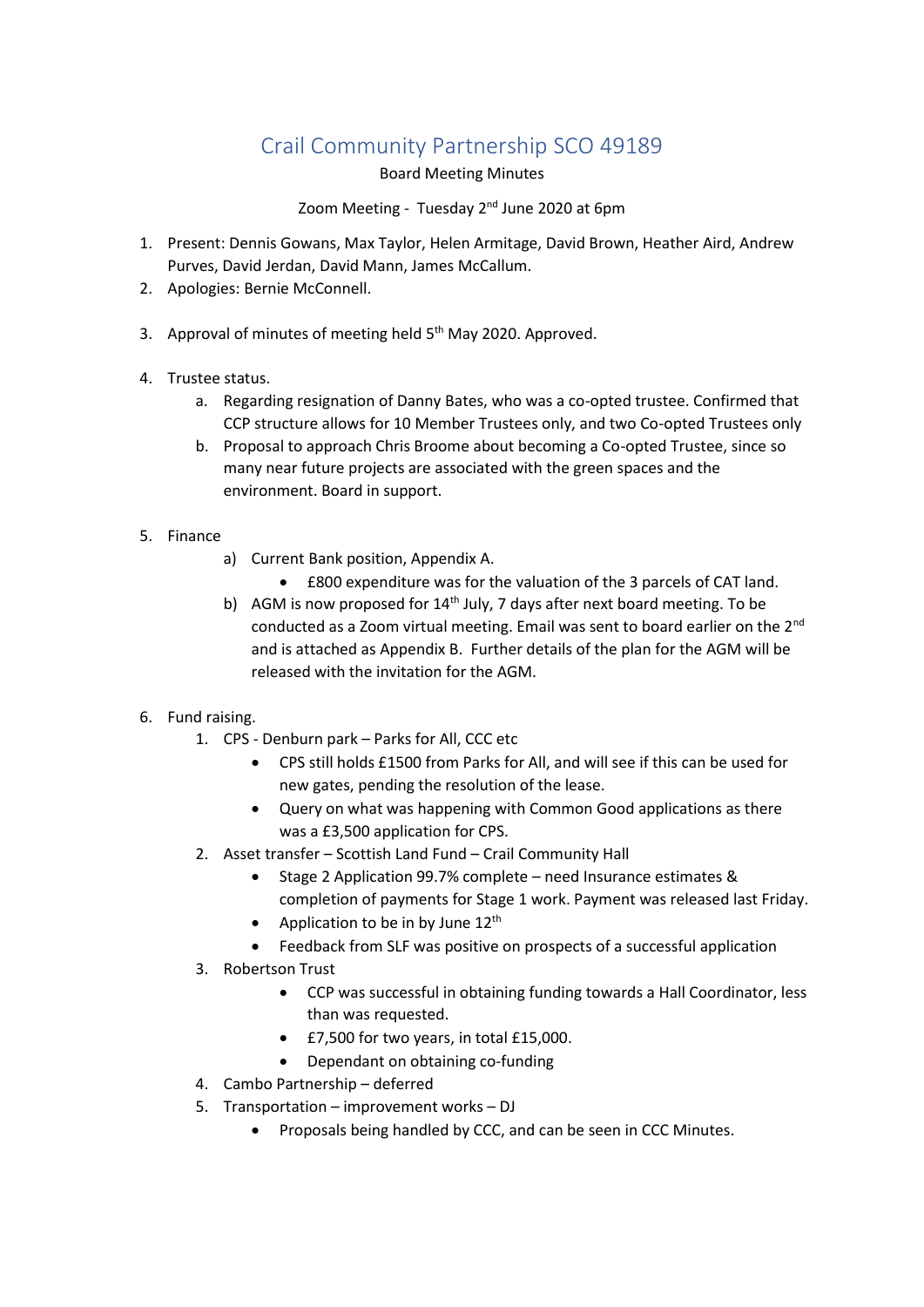# Crail Community Partnership SCO 49189

Board Meeting Minutes

Zoom Meeting - Tuesday 2nd June 2020 at 6pm

1. Present: Dennis Gowans, Max Taylor, Helen Armitage, David Brown, Heather Aird, Andrew Purves, David Jerdan, David Mann, James McCallum.
2. Apologies: Bernie McConnell.
3. Approval of minutes of meeting held 5th May 2020. Approved.
4. Trustee status.
   a. Regarding resignation of Danny Bates, who was a co-opted trustee. Confirmed that CCP structure allows for 10 Member Trustees only, and two Co-opted Trustees only
   b. Proposal to approach Chris Broome about becoming a Co-opted Trustee, since so many near future projects are associated with the green spaces and the environment. Board in support.
5. Finance
   a) Current Bank position, Appendix A.
      - £800 expenditure was for the valuation of the 3 parcels of CAT land.
   b) AGM is now proposed for 14th July, 7 days after next board meeting. To be conducted as a Zoom virtual meeting. Email was sent to board earlier on the 2nd and is attached as Appendix B. Further details of the plan for the AGM will be released with the invitation for the AGM.
6. Fund raising.
   1. CPS - Denburn park – Parks for All, CCC etc
      - CPS still holds £1500 from Parks for All, and will see if this can be used for new gates, pending the resolution of the lease.
      - Query on what was happening with Common Good applications as there was a £3,500 application for CPS.
   2. Asset transfer – Scottish Land Fund – Crail Community Hall
      - Stage 2 Application 99.7% complete – need Insurance estimates & completion of payments for Stage 1 work. Payment was released last Friday.
      - Application to be in by June 12th
      - Feedback from SLF was positive on prospects of a successful application
   3. Robertson Trust
      - CCP was successful in obtaining funding towards a Hall Coordinator, less than was requested.
      - £7,500 for two years, in total £15,000.
      - Dependant on obtaining co-funding
   4. Cambo Partnership – deferred
   5. Transportation – improvement works – DJ
      - Proposals being handled by CCC, and can be seen in CCC Minutes.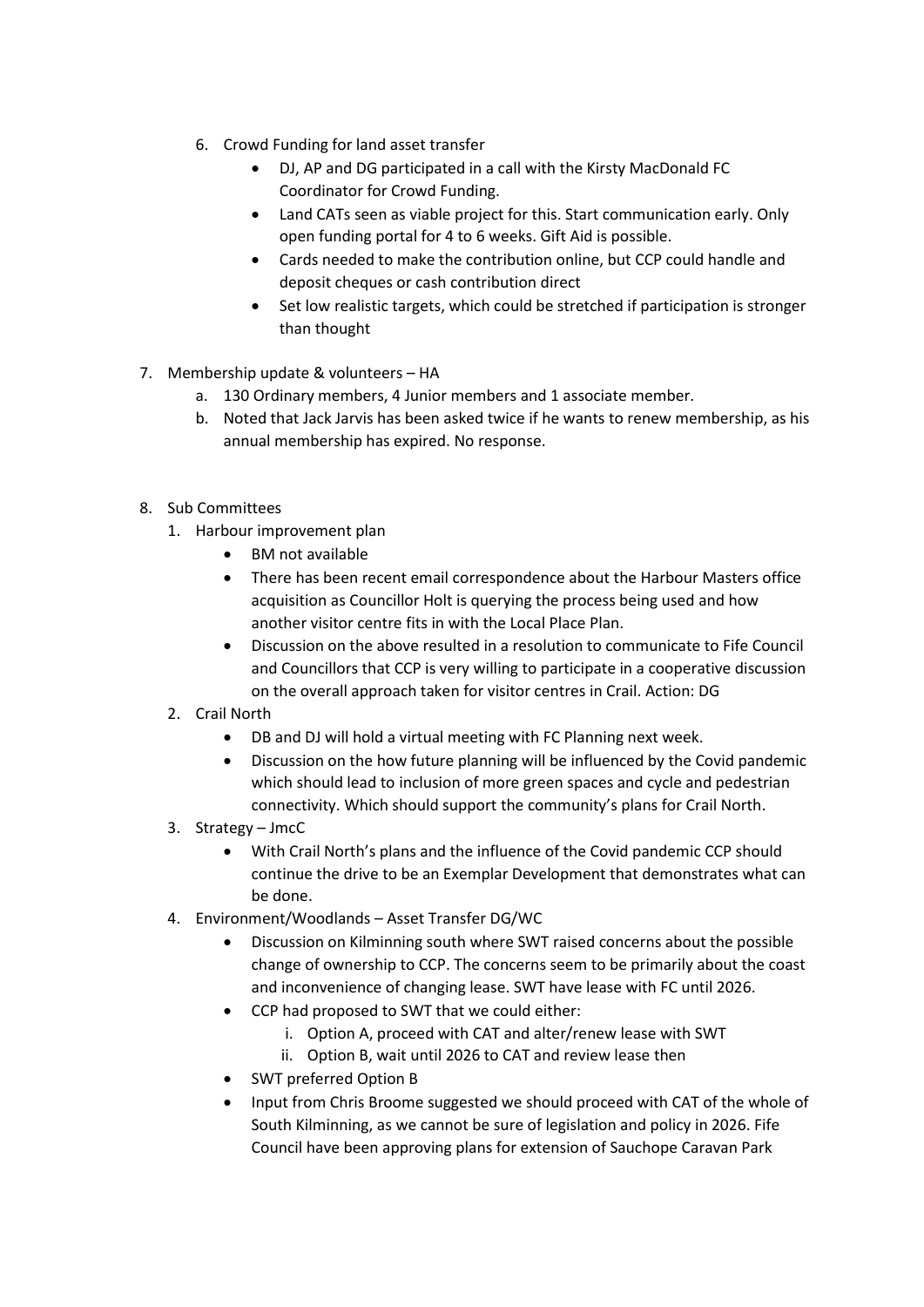6. Crowd Funding for land asset transfer
    - DJ, AP and DG participated in a call with the Kirsty MacDonald FC Coordinator for Crowd Funding.
    - Land CATs seen as viable project for this. Start communication early. Only open funding portal for 4 to 6 weeks. Gift Aid is possible.
    - Cards needed to make the contribution online, but CCP could handle and deposit cheques or cash contribution direct
    - Set low realistic targets, which could be stretched if participation is stronger than thought

7. Membership update & volunteers – HA
    a. 130 Ordinary members, 4 Junior members and 1 associate member.
    b. Noted that Jack Jarvis has been asked twice if he wants to renew membership, as his annual membership has expired. No response.

8. Sub Committees
    1. Harbour improvement plan
        - BM not available
        - There has been recent email correspondence about the Harbour Masters office acquisition as Councillor Holt is querying the process being used and how another visitor centre fits in with the Local Place Plan.
        - Discussion on the above resulted in a resolution to communicate to Fife Council and Councillors that CCP is very willing to participate in a cooperative discussion on the overall approach taken for visitor centres in Crail. Action: DG
    2. Crail North
        - DB and DJ will hold a virtual meeting with FC Planning next week.
        - Discussion on the how future planning will be influenced by the Covid pandemic which should lead to inclusion of more green spaces and cycle and pedestrian connectivity. Which should support the community's plans for Crail North.
    3. Strategy – JmcC
        - With Crail North's plans and the influence of the Covid pandemic CCP should continue the drive to be an Exemplar Development that demonstrates what can be done.
    4. Environment/Woodlands – Asset Transfer DG/WC
        - Discussion on Kilminning south where SWT raised concerns about the possible change of ownership to CCP. The concerns seem to be primarily about the coast and inconvenience of changing lease. SWT have lease with FC until 2026.
        - CCP had proposed to SWT that we could either:
            i. Option A, proceed with CAT and alter/renew lease with SWT
            ii. Option B, wait until 2026 to CAT and review lease then
        - SWT preferred Option B
        - Input from Chris Broome suggested we should proceed with CAT of the whole of South Kilminning, as we cannot be sure of legislation and policy in 2026. Fife Council have been approving plans for extension of Sauchope Caravan Park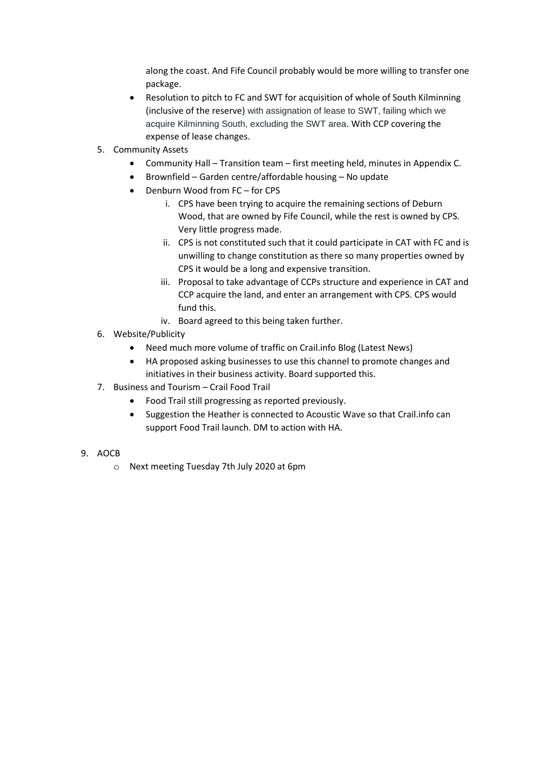along the coast. And Fife Council probably would be more willing to transfer one package.

- Resolution to pitch to FC and SWT for acquisition of whole of South Kilminning (inclusive of the reserve) with assignation of lease to SWT, failing which we acquire Kilminning South, excluding the SWT area. With CCP covering the expense of lease changes.

5. Community Assets
    - Community Hall – Transition team – first meeting held, minutes in Appendix C.
    - Brownfield – Garden centre/affordable housing – No update
    - Denburn Wood from FC – for CPS
        i. CPS have been trying to acquire the remaining sections of Deburn Wood, that are owned by Fife Council, while the rest is owned by CPS. Very little progress made.
        ii. CPS is not constituted such that it could participate in CAT with FC and is unwilling to change constitution as there so many properties owned by CPS it would be a long and expensive transition.
        iii. Proposal to take advantage of CCPs structure and experience in CAT and CCP acquire the land, and enter an arrangement with CPS. CPS would fund this.
        iv. Board agreed to this being taken further.
6. Website/Publicity
    - Need much more volume of traffic on Crail.info Blog (Latest News)
    - HA proposed asking businesses to use this channel to promote changes and initiatives in their business activity. Board supported this.
7. Business and Tourism – Crail Food Trail
    - Food Trail still progressing as reported previously.
    - Suggestion the Heather is connected to Acoustic Wave so that Crail.info can support Food Trail launch. DM to action with HA.

9. AOCB
    - Next meeting Tuesday 7th July 2020 at 6pm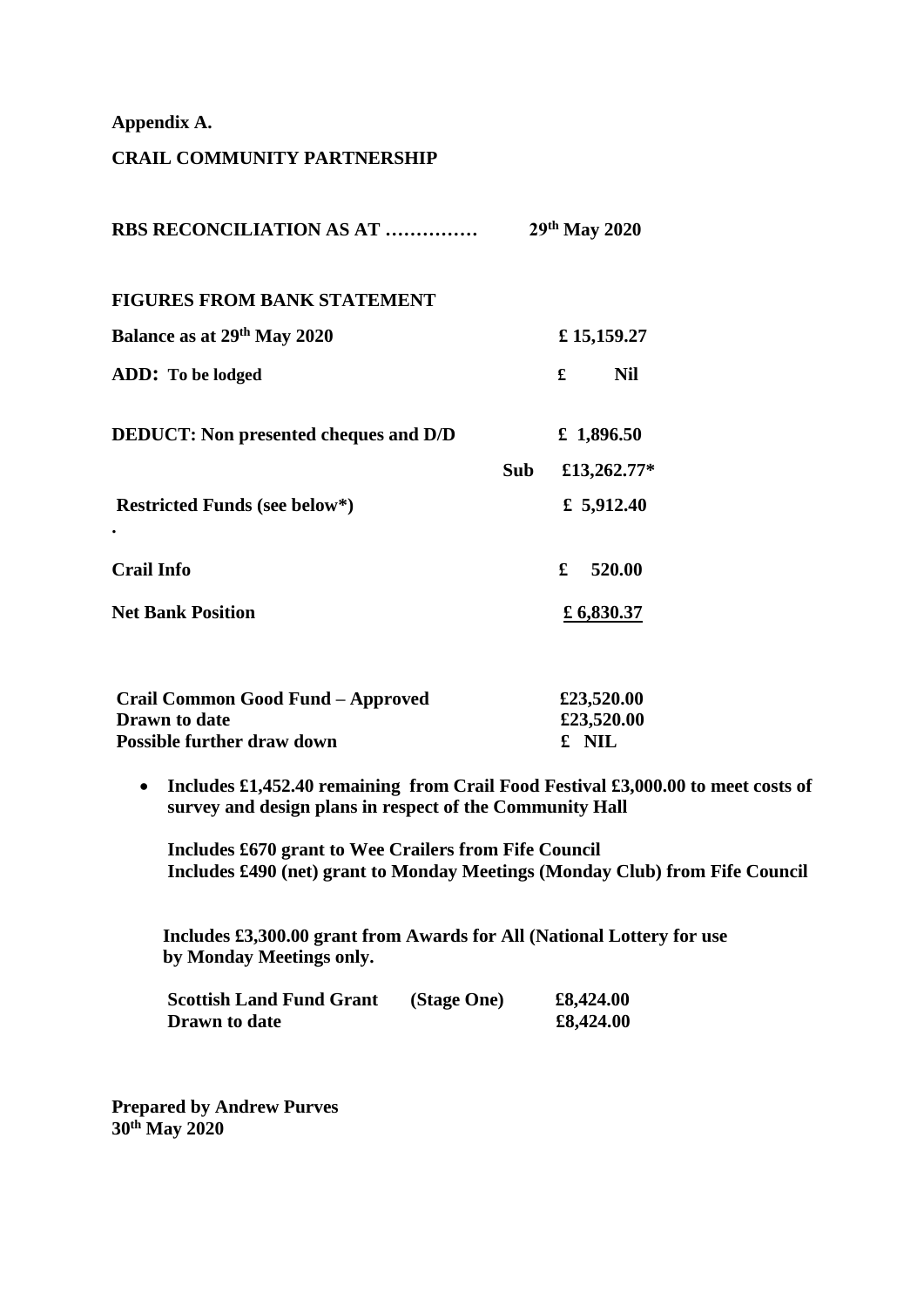**Appendix A.**

**CRAIL COMMUNITY PARTNERSHIP**

**RBS RECONCILIATION AS AT …………… 29th May 2020**

**FIGURES FROM BANK STATEMENT**

| | | |
|---|---|---|
| **Balance as at 29th May 2020** | | **£ 15,159.27** |
| **ADD: To be lodged** | | **£ Nil** |
| **DEDUCT: Non presented cheques and D/D** | | **£ 1,896.50** |
| | **Sub** | **£13,262.77*** |
| **Restricted Funds (see below*)** | | **£ 5,912.40** |
| **.** | | |
| **Crail Info** | | **£ 520.00** |
| **Net Bank Position** | | **£ 6,830.37** |

| | |
|---|---|
| **Crail Common Good Fund – Approved** | **£23,520.00** |
| **Drawn to date** | **£23,520.00** |
| **Possible further draw down** | **£ NIL** |

- **Includes £1,452.40 remaining from Crail Food Festival £3,000.00 to meet costs of survey and design plans in respect of the Community Hall**

  **Includes £670 grant to Wee Crailers from Fife Council**
  **Includes £490 (net) grant to Monday Meetings (Monday Club) from Fife Council**

  **Includes £3,300.00 grant from Awards for All (National Lottery for use by Monday Meetings only.**

| | | |
|---|---|---|
| **Scottish Land Fund Grant** | **(Stage One)** | **£8,424.00** |
| **Drawn to date** | | **£8,424.00** |

**Prepared by Andrew Purves**
**30th May 2020**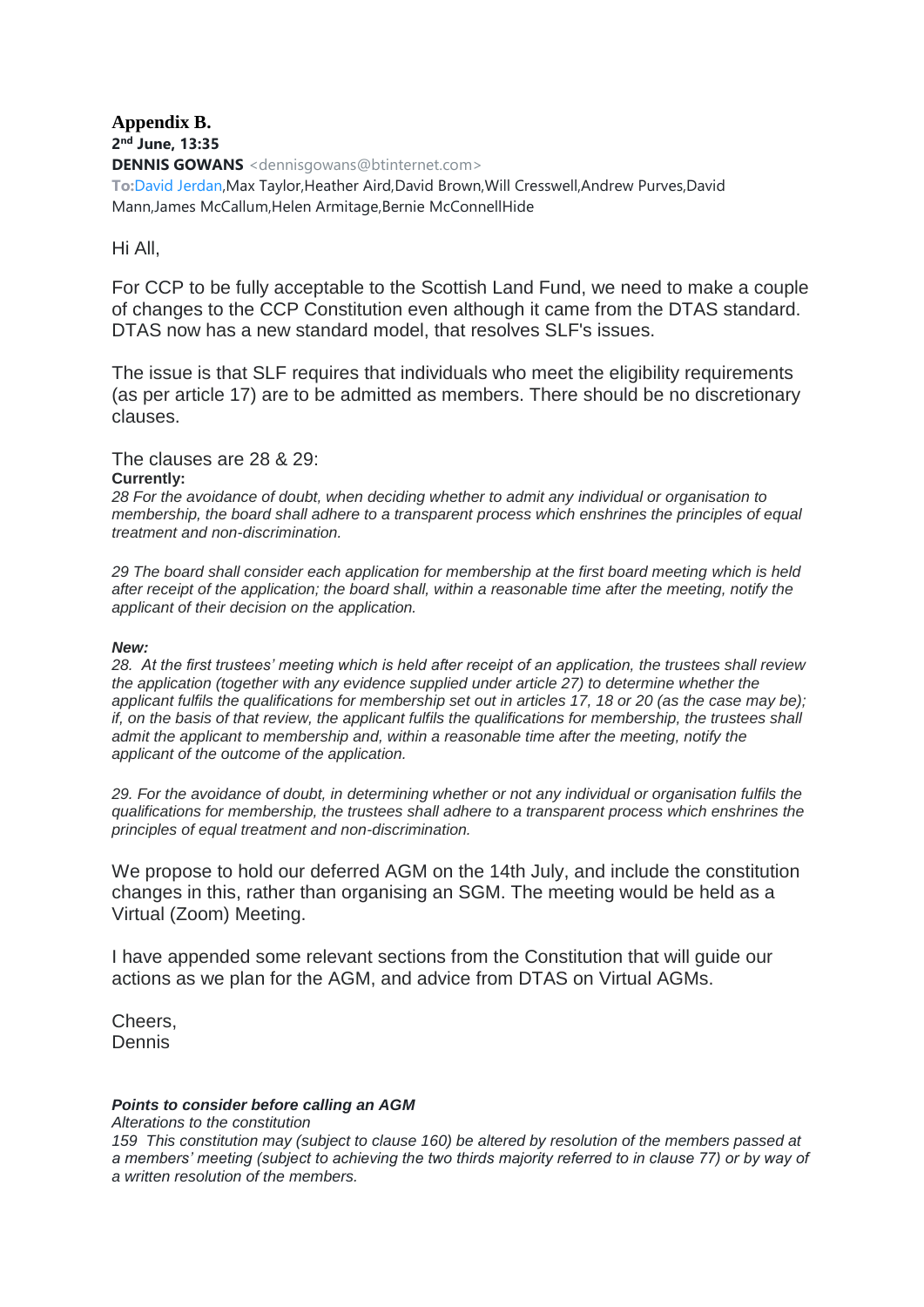## Appendix B.

**2nd June, 13:35**

**DENNIS GOWANS** <dennisgowans@btinternet.com>

**To:** David Jerdan, Max Taylor, Heather Aird, David Brown, Will Cresswell, Andrew Purves, David Mann, James McCallum, Helen Armitage, Bernie McConnellHide

Hi All,

For CCP to be fully acceptable to the Scottish Land Fund, we need to make a couple of changes to the CCP Constitution even although it came from the DTAS standard. DTAS now has a new standard model, that resolves SLF's issues.

The issue is that SLF requires that individuals who meet the eligibility requirements (as per article 17) are to be admitted as members. There should be no discretionary clauses.

The clauses are 28 & 29:

**Currently:**

*28 For the avoidance of doubt, when deciding whether to admit any individual or organisation to membership, the board shall adhere to a transparent process which enshrines the principles of equal treatment and non-discrimination.*

*29 The board shall consider each application for membership at the first board meeting which is held after receipt of the application; the board shall, within a reasonable time after the meeting, notify the applicant of their decision on the application.*

***New:***

*28. At the first trustees' meeting which is held after receipt of an application, the trustees shall review the application (together with any evidence supplied under article 27) to determine whether the applicant fulfils the qualifications for membership set out in articles 17, 18 or 20 (as the case may be); if, on the basis of that review, the applicant fulfils the qualifications for membership, the trustees shall admit the applicant to membership and, within a reasonable time after the meeting, notify the applicant of the outcome of the application.*

*29. For the avoidance of doubt, in determining whether or not any individual or organisation fulfils the qualifications for membership, the trustees shall adhere to a transparent process which enshrines the principles of equal treatment and non-discrimination.*

We propose to hold our deferred AGM on the 14th July, and include the constitution changes in this, rather than organising an SGM. The meeting would be held as a Virtual (Zoom) Meeting.

I have appended some relevant sections from the Constitution that will guide our actions as we plan for the AGM, and advice from DTAS on Virtual AGMs.

Cheers,
Dennis

***Points to consider before calling an AGM***

*Alterations to the constitution*

*159 This constitution may (subject to clause 160) be altered by resolution of the members passed at a members' meeting (subject to achieving the two thirds majority referred to in clause 77) or by way of a written resolution of the members.*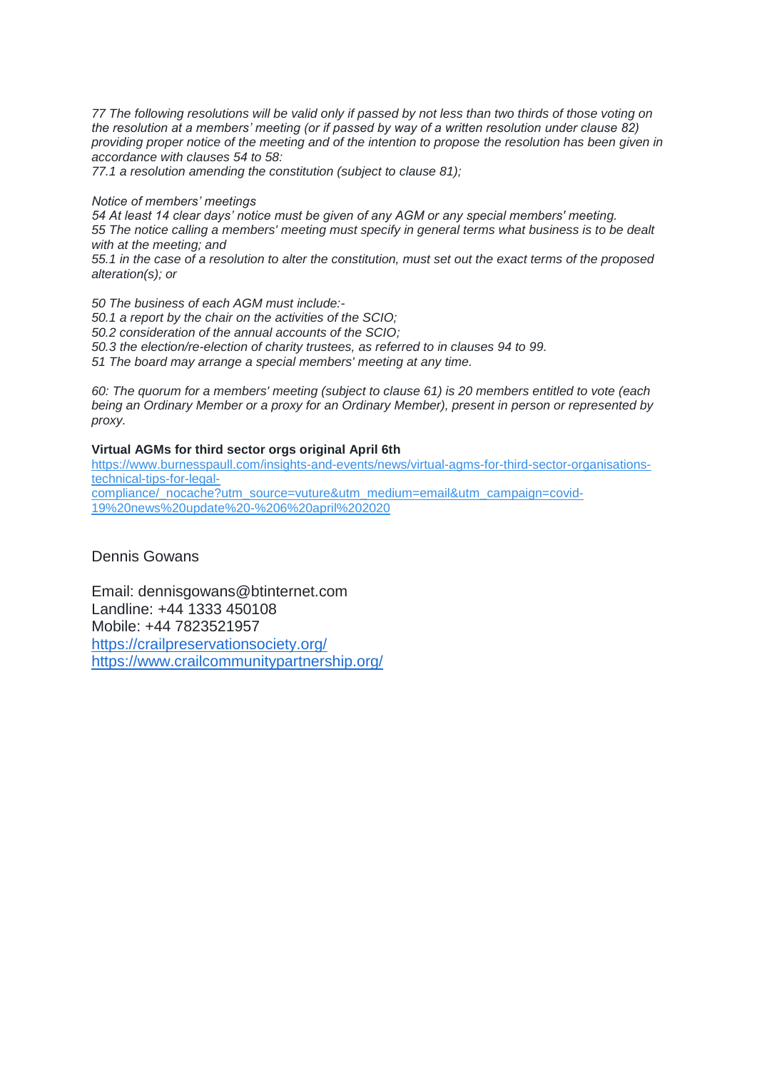*77 The following resolutions will be valid only if passed by not less than two thirds of those voting on the resolution at a members' meeting (or if passed by way of a written resolution under clause 82) providing proper notice of the meeting and of the intention to propose the resolution has been given in accordance with clauses 54 to 58:*
*77.1 a resolution amending the constitution (subject to clause 81);*

*Notice of members' meetings*
*54 At least 14 clear days' notice must be given of any AGM or any special members' meeting.*
*55 The notice calling a members' meeting must specify in general terms what business is to be dealt with at the meeting; and*
*55.1 in the case of a resolution to alter the constitution, must set out the exact terms of the proposed alteration(s); or*

*50 The business of each AGM must include:-*
*50.1 a report by the chair on the activities of the SCIO;*
*50.2 consideration of the annual accounts of the SCIO;*
*50.3 the election/re-election of charity trustees, as referred to in clauses 94 to 99.*
*51 The board may arrange a special members' meeting at any time.*

*60: The quorum for a members' meeting (subject to clause 61) is 20 members entitled to vote (each being an Ordinary Member or a proxy for an Ordinary Member), present in person or represented by proxy.*

**Virtual AGMs for third sector orgs original April 6th**
[https://www.burnesspaull.com/insights-and-events/news/virtual-agms-for-third-sector-organisations-technical-tips-for-legal-compliance/_nocache?utm_source=vuture&utm_medium=email&utm_campaign=covid-19%20news%20update%20-%206%20april%202020](https://www.burnesspaull.com/insights-and-events/news/virtual-agms-for-third-sector-organisations-technical-tips-for-legal-compliance/_nocache?utm_source=vuture&utm_medium=email&utm_campaign=covid-19%20news%20update%20-%206%20april%202020)

Dennis Gowans

Email: dennisgowans@btinternet.com
Landline: +44 1333 450108
Mobile: +44 7823521957
https://crailpreservationsociety.org/
https://www.crailcommunitypartnership.org/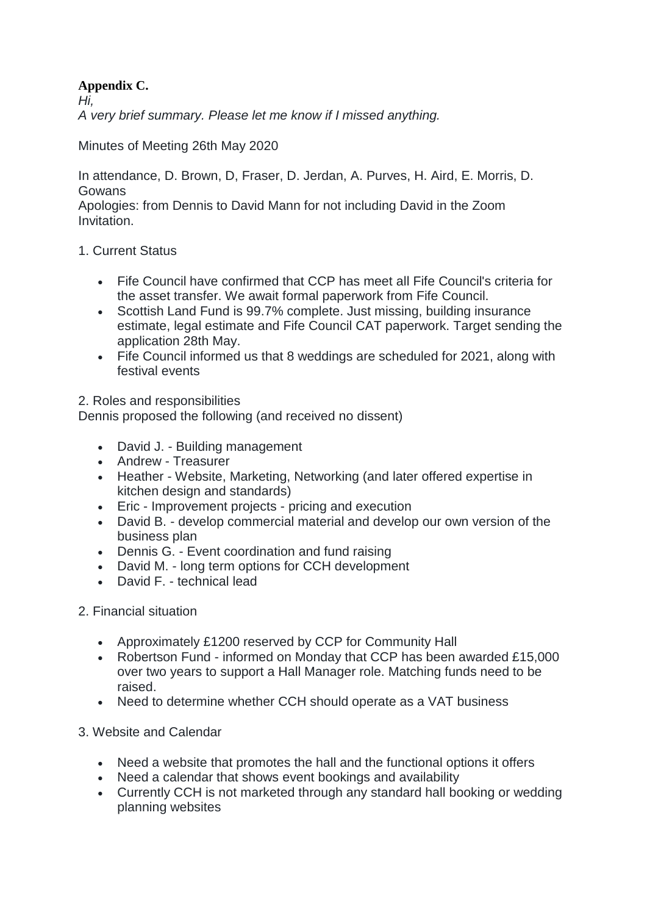**Appendix C.**

*Hi,*
*A very brief summary. Please let me know if I missed anything.*

Minutes of Meeting 26th May 2020

In attendance, D. Brown, D, Fraser, D. Jerdan, A. Purves, H. Aird, E. Morris, D. Gowans
Apologies: from Dennis to David Mann for not including David in the Zoom Invitation.

1. Current Status

- Fife Council have confirmed that CCP has meet all Fife Council's criteria for the asset transfer. We await formal paperwork from Fife Council.
- Scottish Land Fund is 99.7% complete. Just missing, building insurance estimate, legal estimate and Fife Council CAT paperwork. Target sending the application 28th May.
- Fife Council informed us that 8 weddings are scheduled for 2021, along with festival events

2. Roles and responsibilities
Dennis proposed the following (and received no dissent)

- David J. - Building management
- Andrew - Treasurer
- Heather - Website, Marketing, Networking (and later offered expertise in kitchen design and standards)
- Eric - Improvement projects - pricing and execution
- David B. - develop commercial material and develop our own version of the business plan
- Dennis G. - Event coordination and fund raising
- David M. - long term options for CCH development
- David F. - technical lead

2. Financial situation

- Approximately £1200 reserved by CCP for Community Hall
- Robertson Fund - informed on Monday that CCP has been awarded £15,000 over two years to support a Hall Manager role. Matching funds need to be raised.
- Need to determine whether CCH should operate as a VAT business

3. Website and Calendar

- Need a website that promotes the hall and the functional options it offers
- Need a calendar that shows event bookings and availability
- Currently CCH is not marketed through any standard hall booking or wedding planning websites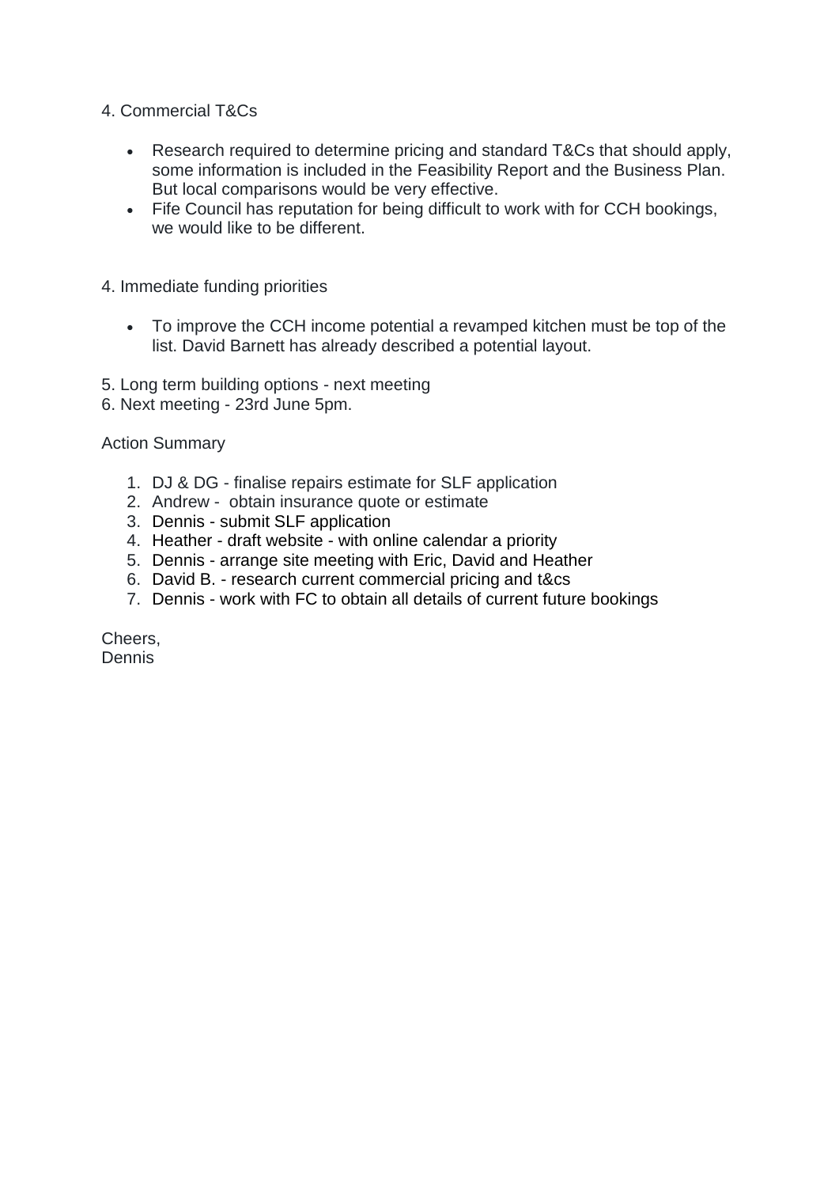4. Commercial T&Cs

- Research required to determine pricing and standard T&Cs that should apply, some information is included in the Feasibility Report and the Business Plan. But local comparisons would be very effective.
- Fife Council has reputation for being difficult to work with for CCH bookings, we would like to be different.

4. Immediate funding priorities

- To improve the CCH income potential a revamped kitchen must be top of the list. David Barnett has already described a potential layout.

5. Long term building options - next meeting
6. Next meeting - 23rd June 5pm.

Action Summary

1. DJ & DG - finalise repairs estimate for SLF application
2. Andrew - obtain insurance quote or estimate
3. Dennis - submit SLF application
4. Heather - draft website - with online calendar a priority
5. Dennis - arrange site meeting with Eric, David and Heather
6. David B. - research current commercial pricing and t&cs
7. Dennis - work with FC to obtain all details of current future bookings

Cheers,
Dennis